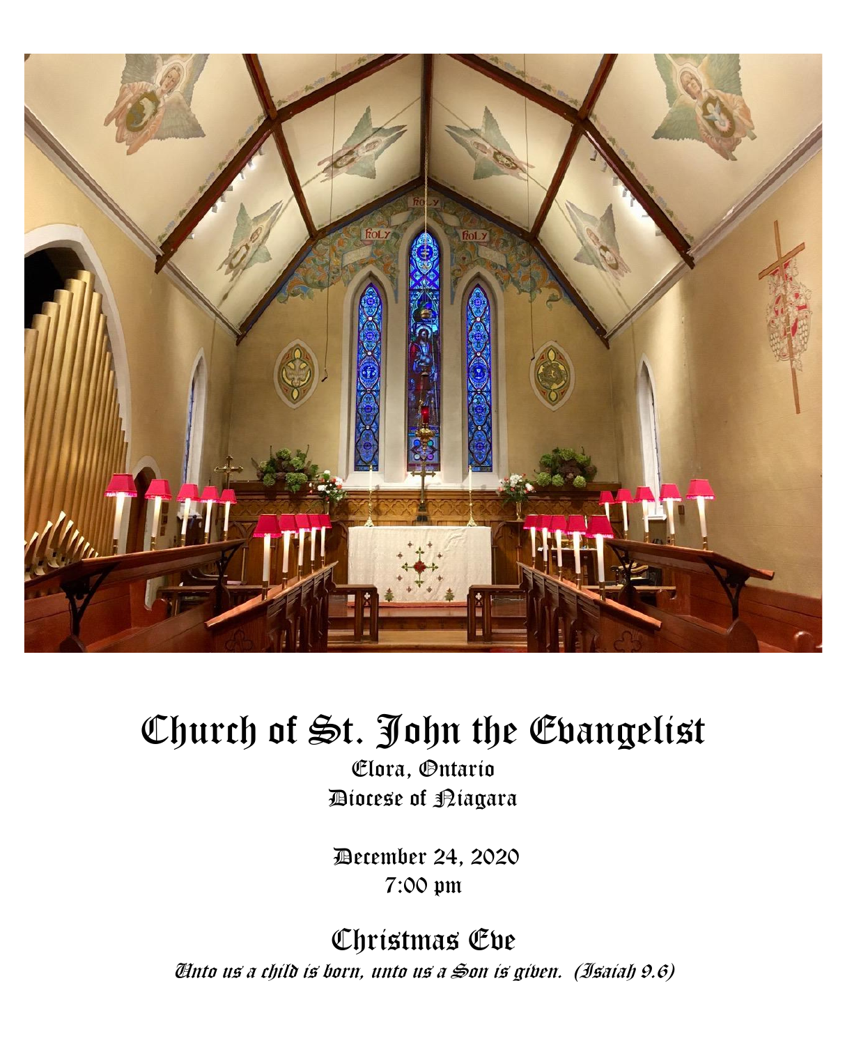# Church of St. John the Evangelist

Elora, Ontario

Diocese of Niagara

December 24, 2020

7:00 pm

## Christmas Eve

*Unto us a child is born, unto us a Son is given. (Isaiah 9.6)*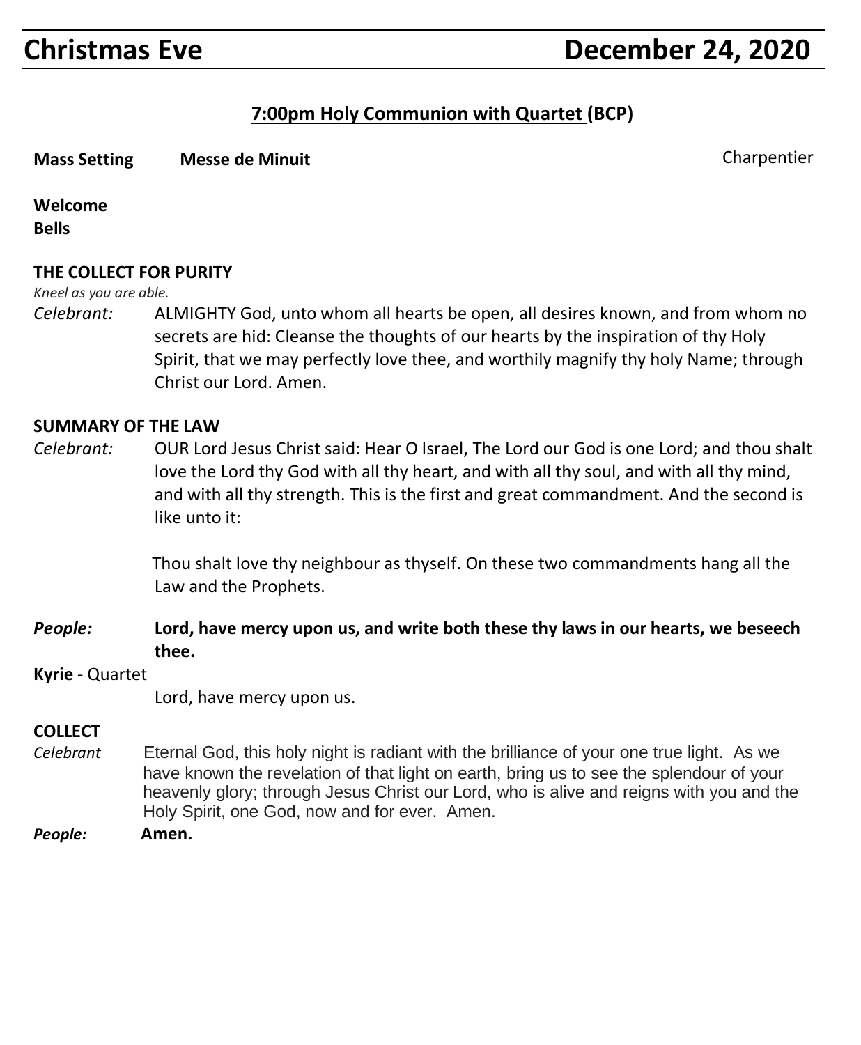# Christmas Eve December 24, 2020

## 7:00pm Holy Communion with Quartet (BCP)

**Mass Setting** **Messe de Minuit** Charpentier

**Welcome**
**Bells**

### THE COLLECT FOR PURITY

*Kneel as you are able.*

*Celebrant:* ALMIGHTY God, unto whom all hearts be open, all desires known, and from whom no secrets are hid: Cleanse the thoughts of our hearts by the inspiration of thy Holy Spirit, that we may perfectly love thee, and worthily magnify thy holy Name; through Christ our Lord. Amen.

### SUMMARY OF THE LAW

*Celebrant:* OUR Lord Jesus Christ said: Hear O Israel, The Lord our God is one Lord; and thou shalt love the Lord thy God with all thy heart, and with all thy soul, and with all thy mind, and with all thy strength. This is the first and great commandment. And the second is like unto it:

Thou shalt love thy neighbour as thyself. On these two commandments hang all the Law and the Prophets.

***People:*** **Lord, have mercy upon us, and write both these thy laws in our hearts, we beseech thee.**

**Kyrie** - Quartet

Lord, have mercy upon us.

### COLLECT

*Celebrant* Eternal God, this holy night is radiant with the brilliance of your one true light. As we have known the revelation of that light on earth, bring us to see the splendour of your heavenly glory; through Jesus Christ our Lord, who is alive and reigns with you and the Holy Spirit, one God, now and for ever. Amen.

***People:*** **Amen.**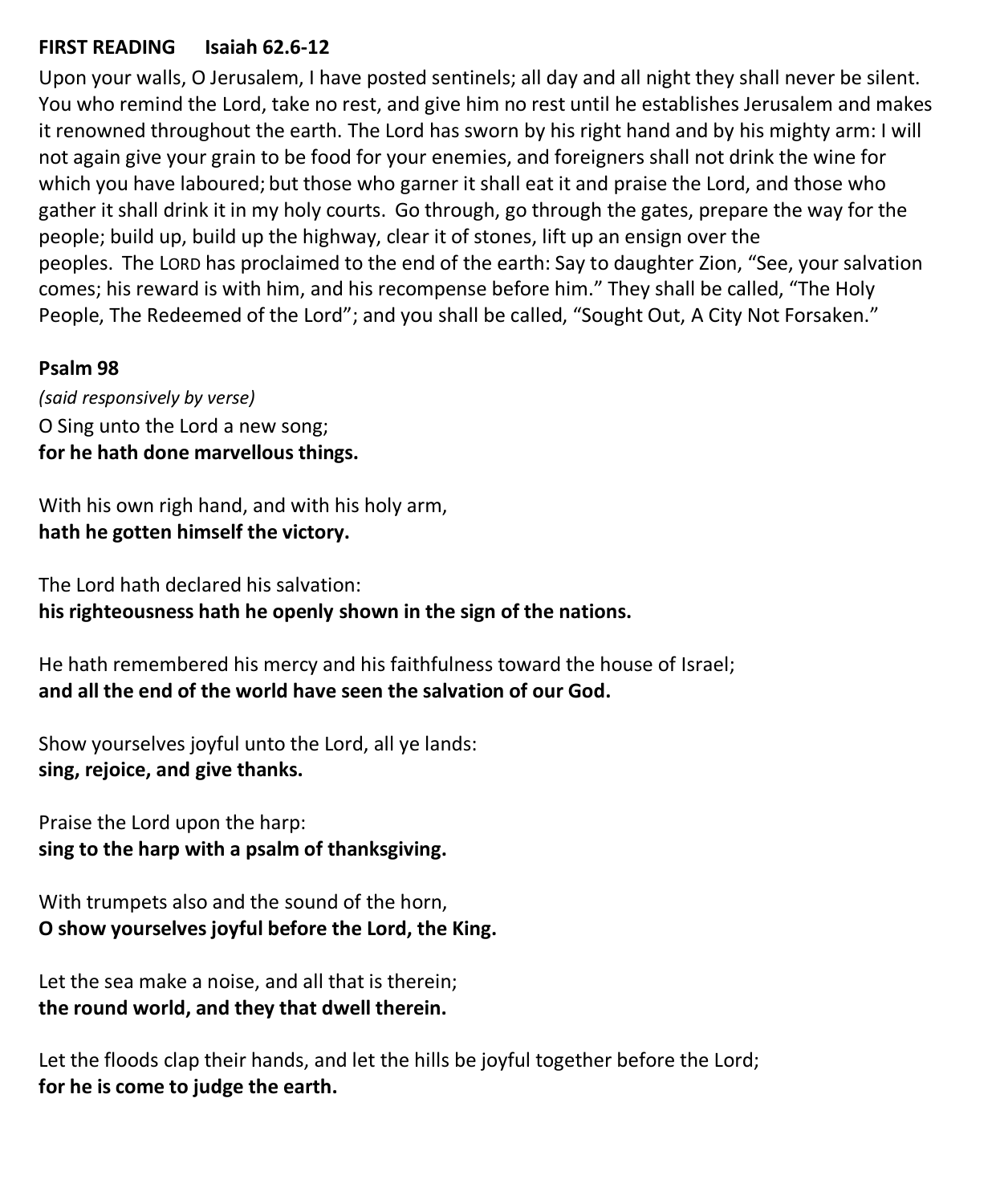**FIRST READING Isaiah 62.6-12**

Upon your walls, O Jerusalem, I have posted sentinels; all day and all night they shall never be silent. You who remind the Lord, take no rest, and give him no rest until he establishes Jerusalem and makes it renowned throughout the earth. The Lord has sworn by his right hand and by his mighty arm: I will not again give your grain to be food for your enemies, and foreigners shall not drink the wine for which you have laboured; but those who garner it shall eat it and praise the Lord, and those who gather it shall drink it in my holy courts. Go through, go through the gates, prepare the way for the people; build up, build up the highway, clear it of stones, lift up an ensign over the peoples. The LORD has proclaimed to the end of the earth: Say to daughter Zion, "See, your salvation comes; his reward is with him, and his recompense before him." They shall be called, "The Holy People, The Redeemed of the Lord"; and you shall be called, "Sought Out, A City Not Forsaken."

**Psalm 98**

*(said responsively by verse)*

O Sing unto the Lord a new song;
**for he hath done marvellous things.**

With his own righ hand, and with his holy arm,
**hath he gotten himself the victory.**

The Lord hath declared his salvation:
**his righteousness hath he openly shown in the sign of the nations.**

He hath remembered his mercy and his faithfulness toward the house of Israel;
**and all the end of the world have seen the salvation of our God.**

Show yourselves joyful unto the Lord, all ye lands:
**sing, rejoice, and give thanks.**

Praise the Lord upon the harp:
**sing to the harp with a psalm of thanksgiving.**

With trumpets also and the sound of the horn,
**O show yourselves joyful before the Lord, the King.**

Let the sea make a noise, and all that is therein;
**the round world, and they that dwell therein.**

Let the floods clap their hands, and let the hills be joyful together before the Lord;
**for he is come to judge the earth.**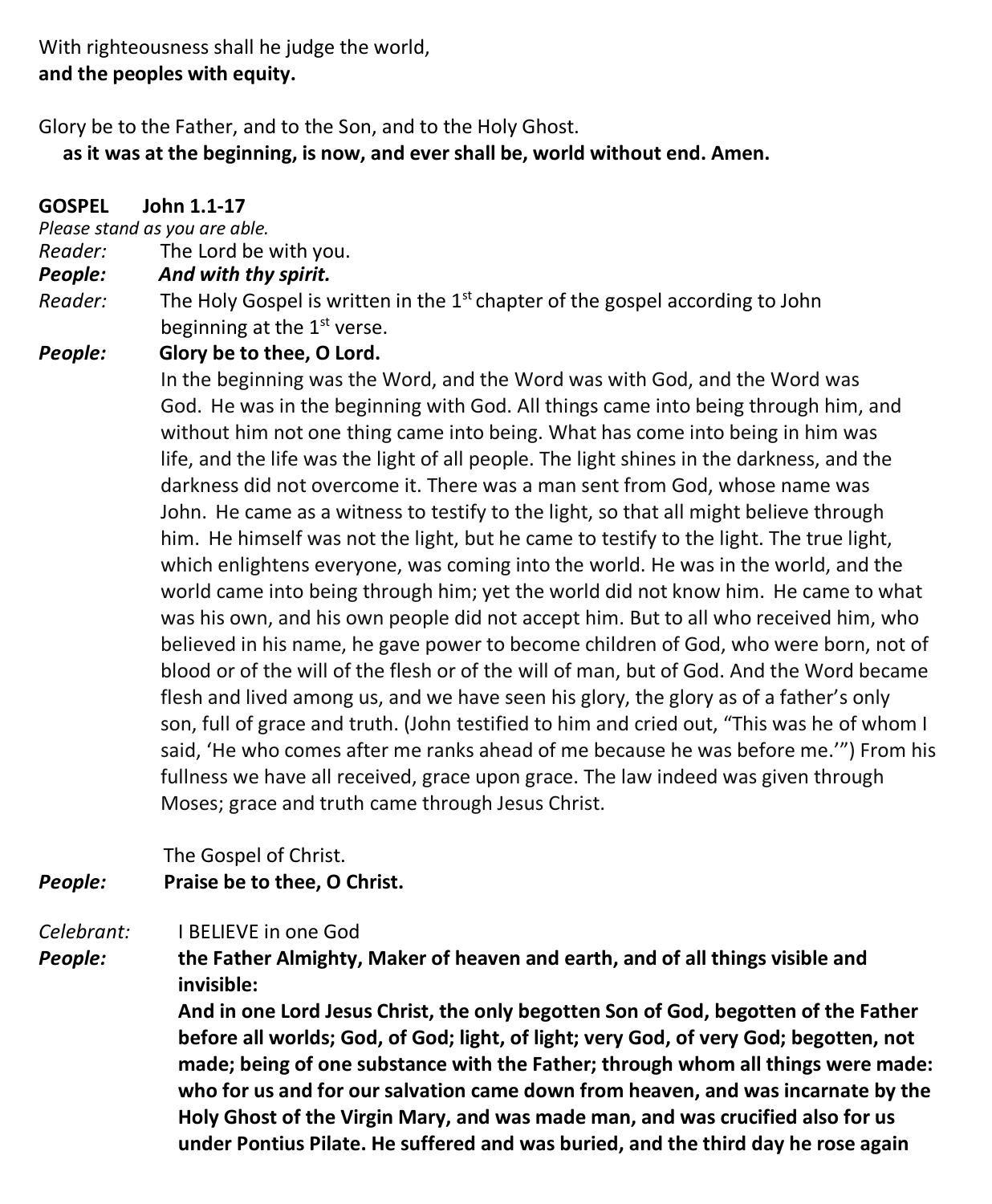With righteousness shall he judge the world,
**and the peoples with equity.**

Glory be to the Father, and to the Son, and to the Holy Ghost.
**as it was at the beginning, is now, and ever shall be, world without end. Amen.**

**GOSPEL    John 1.1-17**
*Please stand as you are able.*

*Reader:* The Lord be with you.
***People:*** ***And with thy spirit.***
*Reader:* The Holy Gospel is written in the 1st chapter of the gospel according to John beginning at the 1st verse.
***People:*** **Glory be to thee, O Lord.**

In the beginning was the Word, and the Word was with God, and the Word was God. He was in the beginning with God. All things came into being through him, and without him not one thing came into being. What has come into being in him was life, and the life was the light of all people. The light shines in the darkness, and the darkness did not overcome it. There was a man sent from God, whose name was John. He came as a witness to testify to the light, so that all might believe through him. He himself was not the light, but he came to testify to the light. The true light, which enlightens everyone, was coming into the world. He was in the world, and the world came into being through him; yet the world did not know him. He came to what was his own, and his own people did not accept him. But to all who received him, who believed in his name, he gave power to become children of God, who were born, not of blood or of the will of the flesh or of the will of man, but of God. And the Word became flesh and lived among us, and we have seen his glory, the glory as of a father's only son, full of grace and truth. (John testified to him and cried out, "This was he of whom I said, 'He who comes after me ranks ahead of me because he was before me.'") From his fullness we have all received, grace upon grace. The law indeed was given through Moses; grace and truth came through Jesus Christ.

The Gospel of Christ.
***People:*** **Praise be to thee, O Christ.**

*Celebrant:* I BELIEVE in one God
***People:*** **the Father Almighty, Maker of heaven and earth, and of all things visible and invisible:**
**And in one Lord Jesus Christ, the only begotten Son of God, begotten of the Father before all worlds; God, of God; light, of light; very God, of very God; begotten, not made; being of one substance with the Father; through whom all things were made: who for us and for our salvation came down from heaven, and was incarnate by the Holy Ghost of the Virgin Mary, and was made man, and was crucified also for us under Pontius Pilate. He suffered and was buried, and the third day he rose again**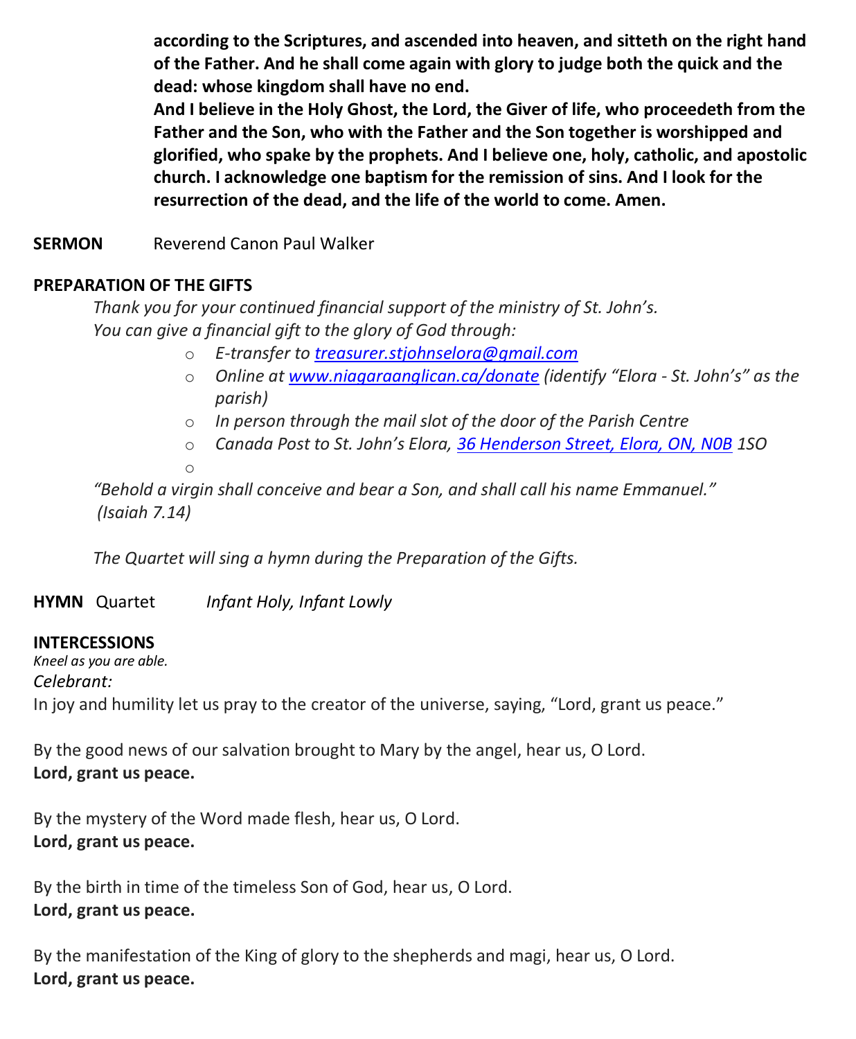**according to the Scriptures, and ascended into heaven, and sitteth on the right hand of the Father. And he shall come again with glory to judge both the quick and the dead: whose kingdom shall have no end.**
**And I believe in the Holy Ghost, the Lord, the Giver of life, who proceedeth from the Father and the Son, who with the Father and the Son together is worshipped and glorified, who spake by the prophets. And I believe one, holy, catholic, and apostolic church. I acknowledge one baptism for the remission of sins. And I look for the resurrection of the dead, and the life of the world to come. Amen.**

**SERMON** Reverend Canon Paul Walker

**PREPARATION OF THE GIFTS**

*Thank you for your continued financial support of the ministry of St. John's.*
*You can give a financial gift to the glory of God through:*

- *E-transfer to [treasurer.stjohnselora@gmail.com](mailto:treasurer.stjohnselora@gmail.com)*
- *Online at [www.niagaraanglican.ca/donate](http://www.niagaraanglican.ca/donate) (identify "Elora - St. John's" as the parish)*
- *In person through the mail slot of the door of the Parish Centre*
- *Canada Post to St. John's Elora, 36 Henderson Street, Elora, ON, N0B 1S0*

*"Behold a virgin shall conceive and bear a Son, and shall call his name Emmanuel."*
*(Isaiah 7.14)*

*The Quartet will sing a hymn during the Preparation of the Gifts.*

**HYMN** Quartet *Infant Holy, Infant Lowly*

**INTERCESSIONS**
*Kneel as you are able.*
*Celebrant:*
In joy and humility let us pray to the creator of the universe, saying, "Lord, grant us peace."

By the good news of our salvation brought to Mary by the angel, hear us, O Lord.
**Lord, grant us peace.**

By the mystery of the Word made flesh, hear us, O Lord.
**Lord, grant us peace.**

By the birth in time of the timeless Son of God, hear us, O Lord.
**Lord, grant us peace.**

By the manifestation of the King of glory to the shepherds and magi, hear us, O Lord.
**Lord, grant us peace.**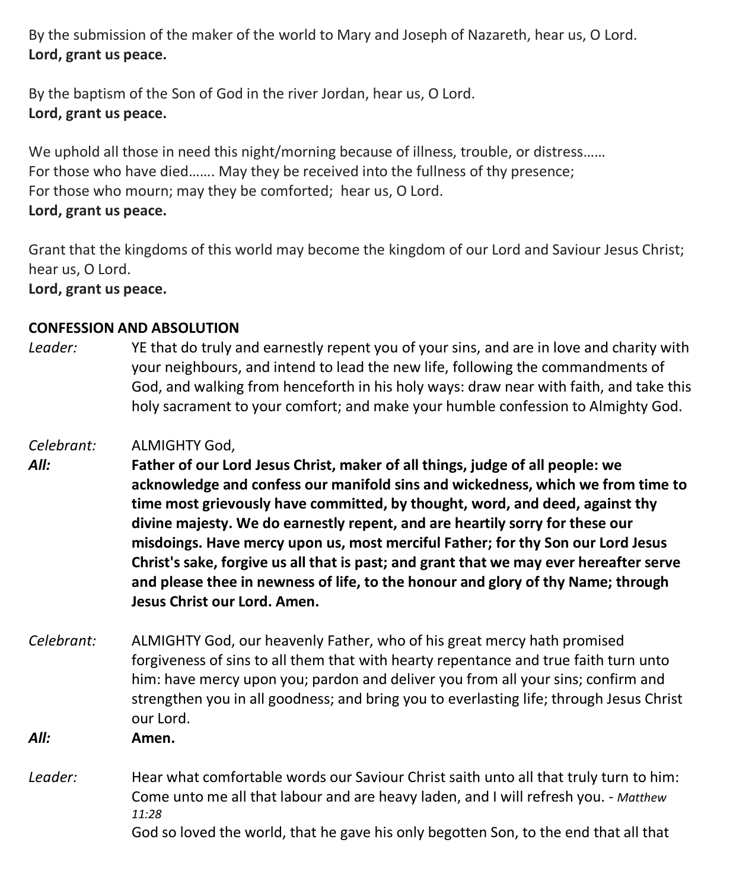By the submission of the maker of the world to Mary and Joseph of Nazareth, hear us, O Lord.
**Lord, grant us peace.**

By the baptism of the Son of God in the river Jordan, hear us, O Lord.
**Lord, grant us peace.**

We uphold all those in need this night/morning because of illness, trouble, or distress……
For those who have died……. May they be received into the fullness of thy presence;
For those who mourn; may they be comforted; hear us, O Lord.
**Lord, grant us peace.**

Grant that the kingdoms of this world may become the kingdom of our Lord and Saviour Jesus Christ; hear us, O Lord.
**Lord, grant us peace.**

**CONFESSION AND ABSOLUTION**

*Leader:* YE that do truly and earnestly repent you of your sins, and are in love and charity with your neighbours, and intend to lead the new life, following the commandments of God, and walking from henceforth in his holy ways: draw near with faith, and take this holy sacrament to your comfort; and make your humble confession to Almighty God.

*Celebrant:* ALMIGHTY God,

***All:*** **Father of our Lord Jesus Christ, maker of all things, judge of all people: we acknowledge and confess our manifold sins and wickedness, which we from time to time most grievously have committed, by thought, word, and deed, against thy divine majesty. We do earnestly repent, and are heartily sorry for these our misdoings. Have mercy upon us, most merciful Father; for thy Son our Lord Jesus Christ's sake, forgive us all that is past; and grant that we may ever hereafter serve and please thee in newness of life, to the honour and glory of thy Name; through Jesus Christ our Lord. Amen.**

*Celebrant:* ALMIGHTY God, our heavenly Father, who of his great mercy hath promised forgiveness of sins to all them that with hearty repentance and true faith turn unto him: have mercy upon you; pardon and deliver you from all your sins; confirm and strengthen you in all goodness; and bring you to everlasting life; through Jesus Christ our Lord.

***All:*** **Amen.**

*Leader:* Hear what comfortable words our Saviour Christ saith unto all that truly turn to him:
Come unto me all that labour and are heavy laden, and I will refresh you. - *Matthew 11:28*
God so loved the world, that he gave his only begotten Son, to the end that all that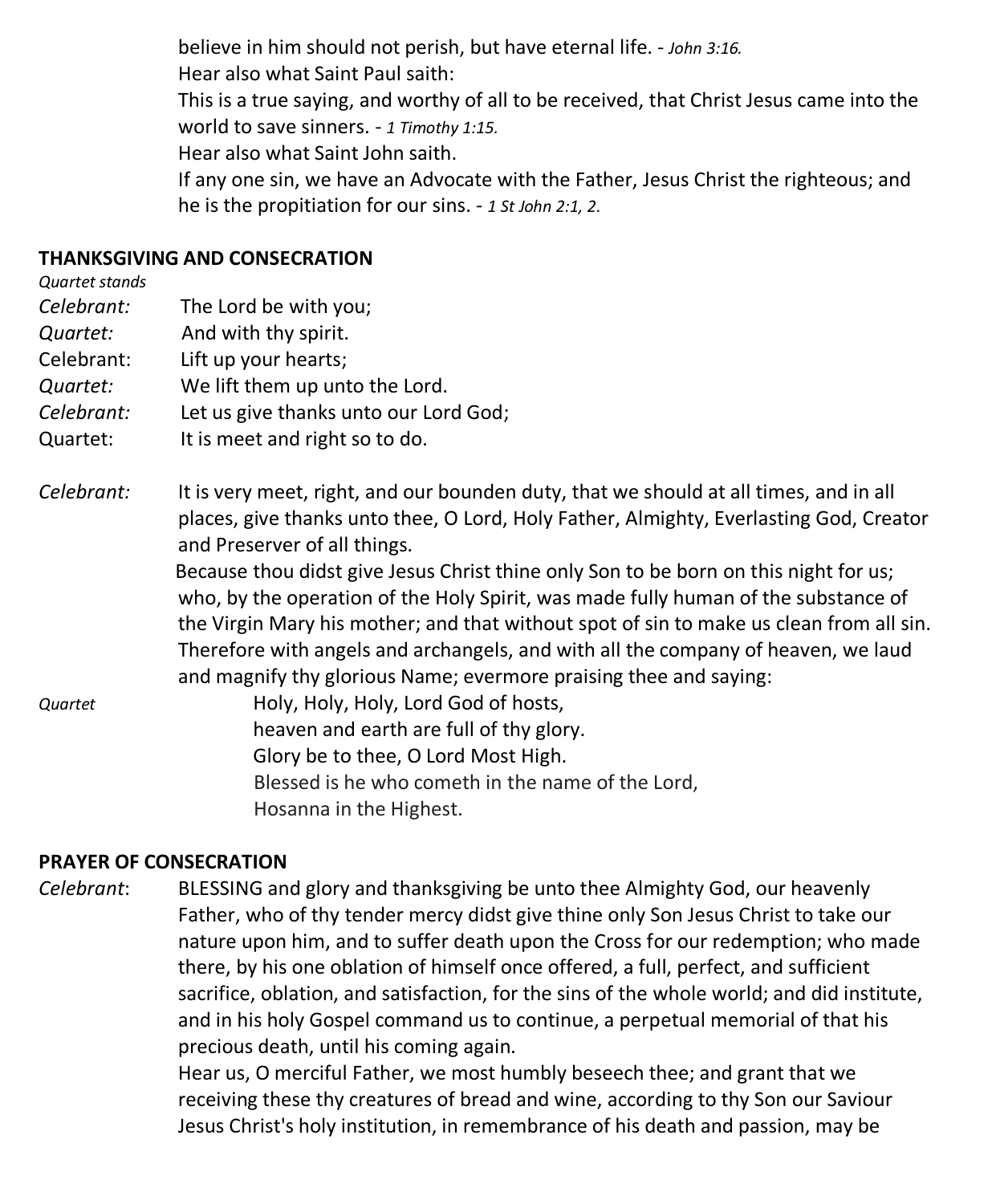believe in him should not perish, but have eternal life. - *John 3:16.*

Hear also what Saint Paul saith:

This is a true saying, and worthy of all to be received, that Christ Jesus came into the world to save sinners. - *1 Timothy 1:15.*

Hear also what Saint John saith.

If any one sin, we have an Advocate with the Father, Jesus Christ the righteous; and he is the propitiation for our sins. - *1 St John 2:1, 2.*

**THANKSGIVING AND CONSECRATION**

*Quartet stands*

*Celebrant:* The Lord be with you;
*Quartet:* And with thy spirit.
Celebrant: Lift up your hearts;
*Quartet:* We lift them up unto the Lord.
*Celebrant:* Let us give thanks unto our Lord God;
Quartet: It is meet and right so to do.

*Celebrant:* It is very meet, right, and our bounden duty, that we should at all times, and in all places, give thanks unto thee, O Lord, Holy Father, Almighty, Everlasting God, Creator and Preserver of all things.

Because thou didst give Jesus Christ thine only Son to be born on this night for us; who, by the operation of the Holy Spirit, was made fully human of the substance of the Virgin Mary his mother; and that without spot of sin to make us clean from all sin. Therefore with angels and archangels, and with all the company of heaven, we laud and magnify thy glorious Name; evermore praising thee and saying:

*Quartet*

Holy, Holy, Holy, Lord God of hosts,
heaven and earth are full of thy glory.
Glory be to thee, O Lord Most High.
Blessed is he who cometh in the name of the Lord,
Hosanna in the Highest.

**PRAYER OF CONSECRATION**

*Celebrant*: BLESSING and glory and thanksgiving be unto thee Almighty God, our heavenly Father, who of thy tender mercy didst give thine only Son Jesus Christ to take our nature upon him, and to suffer death upon the Cross for our redemption; who made there, by his one oblation of himself once offered, a full, perfect, and sufficient sacrifice, oblation, and satisfaction, for the sins of the whole world; and did institute, and in his holy Gospel command us to continue, a perpetual memorial of that his precious death, until his coming again.

Hear us, O merciful Father, we most humbly beseech thee; and grant that we receiving these thy creatures of bread and wine, according to thy Son our Saviour Jesus Christ's holy institution, in remembrance of his death and passion, may be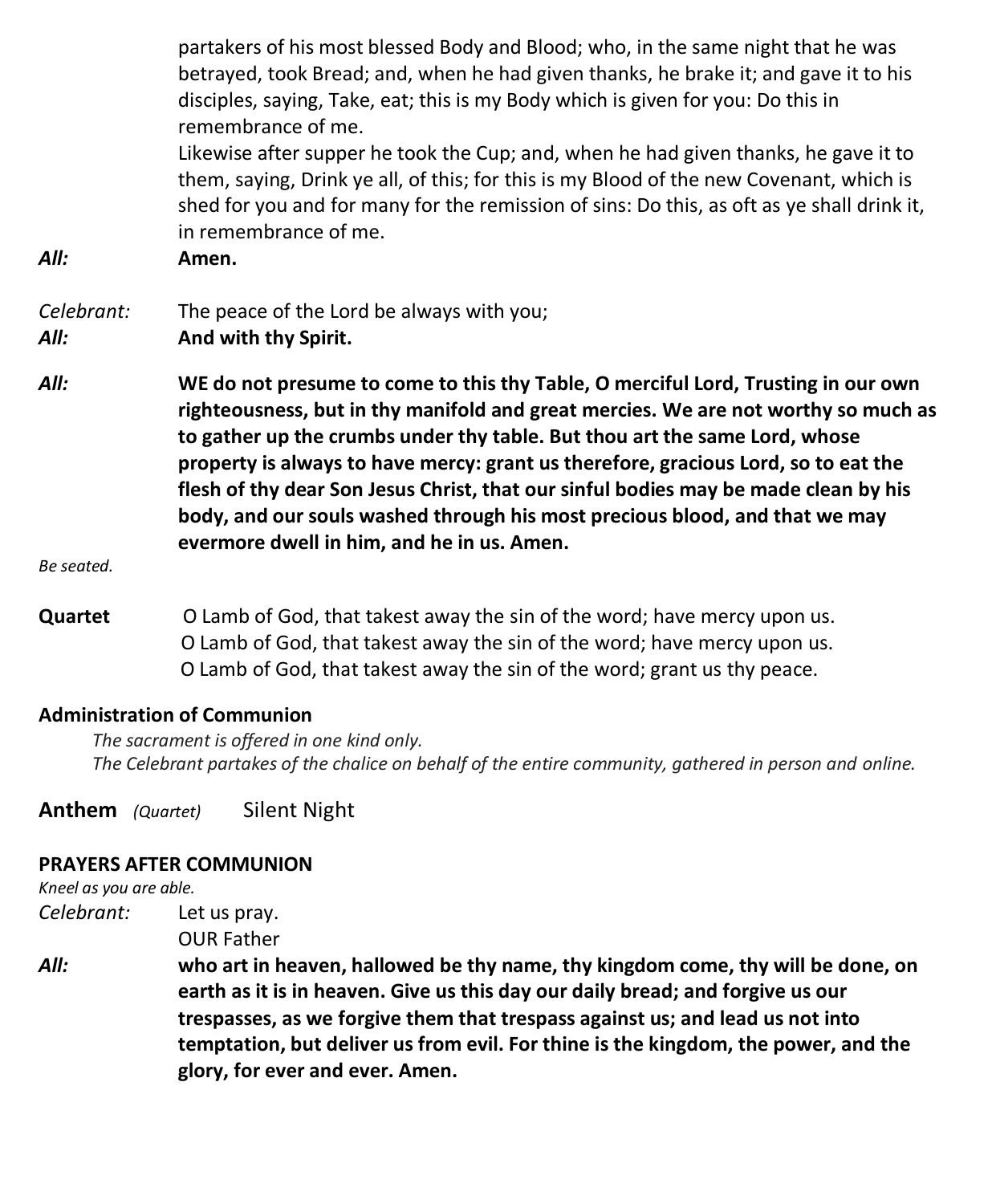partakers of his most blessed Body and Blood; who, in the same night that he was betrayed, took Bread; and, when he had given thanks, he brake it; and gave it to his disciples, saying, Take, eat; this is my Body which is given for you: Do this in remembrance of me.

Likewise after supper he took the Cup; and, when he had given thanks, he gave it to them, saying, Drink ye all, of this; for this is my Blood of the new Covenant, which is shed for you and for many for the remission of sins: Do this, as oft as ye shall drink it, in remembrance of me.

***All:*** **Amen.**

*Celebrant:* The peace of the Lord be always with you;
***All:*** **And with thy Spirit.**

***All:*** **WE do not presume to come to this thy Table, O merciful Lord, Trusting in our own righteousness, but in thy manifold and great mercies. We are not worthy so much as to gather up the crumbs under thy table. But thou art the same Lord, whose property is always to have mercy: grant us therefore, gracious Lord, so to eat the flesh of thy dear Son Jesus Christ, that our sinful bodies may be made clean by his body, and our souls washed through his most precious blood, and that we may evermore dwell in him, and he in us. Amen.**

*Be seated.*

**Quartet** O Lamb of God, that takest away the sin of the word; have mercy upon us.
O Lamb of God, that takest away the sin of the word; have mercy upon us.
O Lamb of God, that takest away the sin of the word; grant us thy peace.

**Administration of Communion**

*The sacrament is offered in one kind only.*
*The Celebrant partakes of the chalice on behalf of the entire community, gathered in person and online.*

**Anthem** *(Quartet)* Silent Night

**PRAYERS AFTER COMMUNION**

*Kneel as you are able.*

*Celebrant:* Let us pray.
OUR Father
***All:*** **who art in heaven, hallowed be thy name, thy kingdom come, thy will be done, on earth as it is in heaven. Give us this day our daily bread; and forgive us our trespasses, as we forgive them that trespass against us; and lead us not into temptation, but deliver us from evil. For thine is the kingdom, the power, and the glory, for ever and ever. Amen.**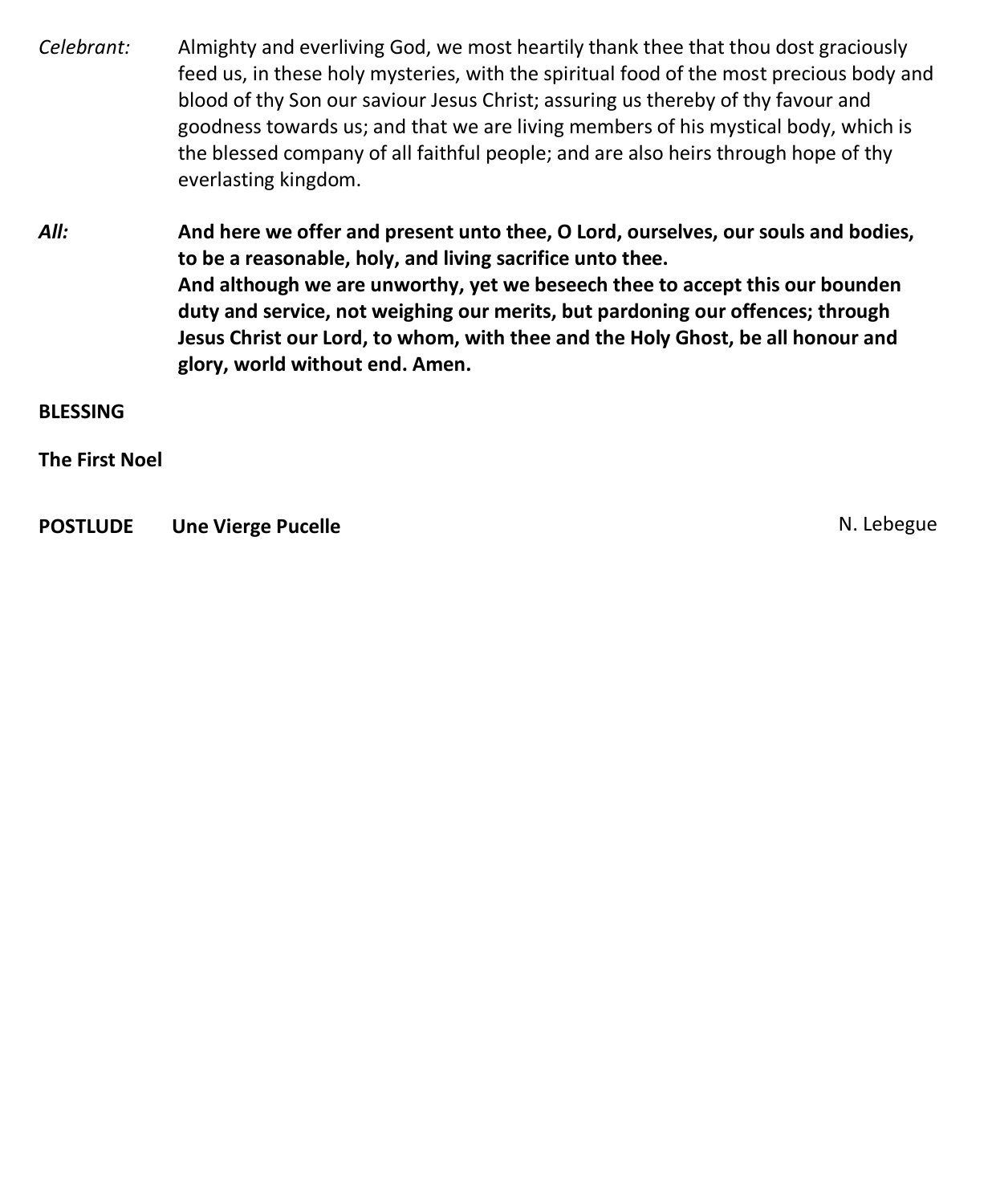*Celebrant:* Almighty and everliving God, we most heartily thank thee that thou dost graciously feed us, in these holy mysteries, with the spiritual food of the most precious body and blood of thy Son our saviour Jesus Christ; assuring us thereby of thy favour and goodness towards us; and that we are living members of his mystical body, which is the blessed company of all faithful people; and are also heirs through hope of thy everlasting kingdom.

***All:*** **And here we offer and present unto thee, O Lord, ourselves, our souls and bodies, to be a reasonable, holy, and living sacrifice unto thee.**
**And although we are unworthy, yet we beseech thee to accept this our bounden duty and service, not weighing our merits, but pardoning our offences; through Jesus Christ our Lord, to whom, with thee and the Holy Ghost, be all honour and glory, world without end. Amen.**

**BLESSING**

**The First Noel**

**POSTLUDE Une Vierge Pucelle** N. Lebegue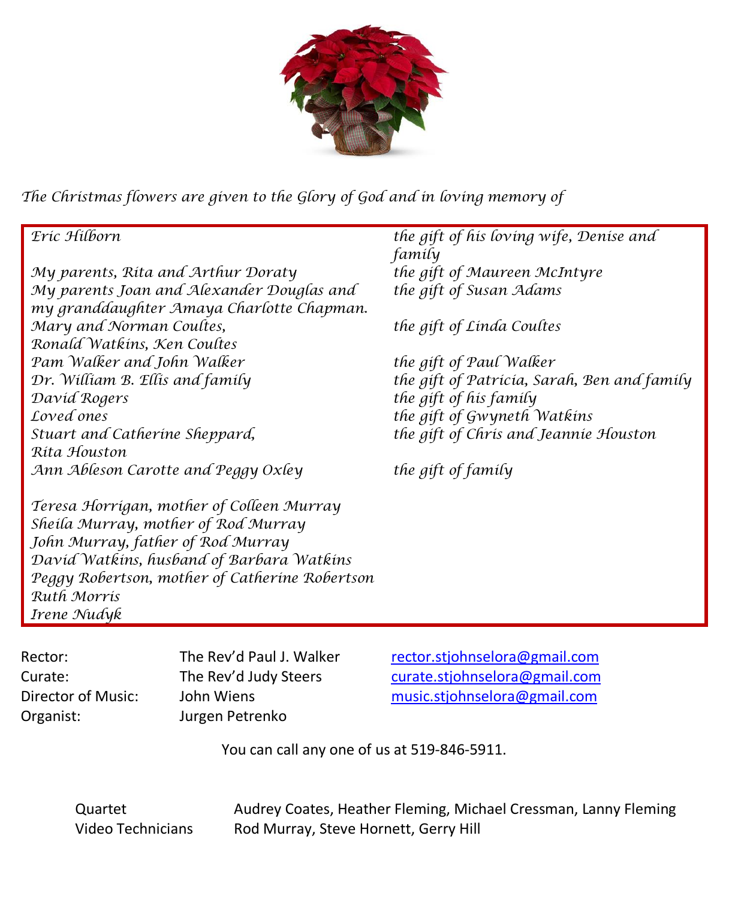*The Christmas flowers are given to the Glory of God and in loving memory of*

| | |
|---|---|
| *Eric Hilborn* | *the gift of his loving wife, Denise and family* |
| *My parents, Rita and Arthur Doraty* | *the gift of Maureen McIntyre* |
| *My parents Joan and Alexander Douglas and my granddaughter Amaya Charlotte Chapman.* | *the gift of Susan Adams* |
| *Mary and Norman Coultes, Ronald Watkins, Ken Coultes* | *the gift of Linda Coultes* |
| *Pam Walker and John Walker* | *the gift of Paul Walker* |
| *Dr. William B. Ellis and family* | *the gift of Patricia, Sarah, Ben and family* |
| *David Rogers* | *the gift of his family* |
| *Loved ones* | *the gift of Gwyneth Watkins* |
| *Stuart and Catherine Sheppard, Rita Houston* | *the gift of Chris and Jeannie Houston* |
| *Ann Ableson Carotte and Peggy Oxley* | *the gift of family* |

*Teresa Horrigan, mother of Colleen Murray*
*Sheila Murray, mother of Rod Murray*
*John Murray, father of Rod Murray*
*David Watkins, husband of Barbara Watkins*
*Peggy Robertson, mother of Catherine Robertson*
*Ruth Morris*
*Irene Nudyk*

| | | |
|---|---|---|
| Rector: | The Rev'd Paul J. Walker | rector.stjohnselora@gmail.com |
| Curate: | The Rev'd Judy Steers | curate.stjohnselora@gmail.com |
| Director of Music: | John Wiens | music.stjohnselora@gmail.com |
| Organist: | Jurgen Petrenko | |

You can call any one of us at 519-846-5911.

| | |
|---|---|
| Quartet | Audrey Coates, Heather Fleming, Michael Cressman, Lanny Fleming |
| Video Technicians | Rod Murray, Steve Hornett, Gerry Hill |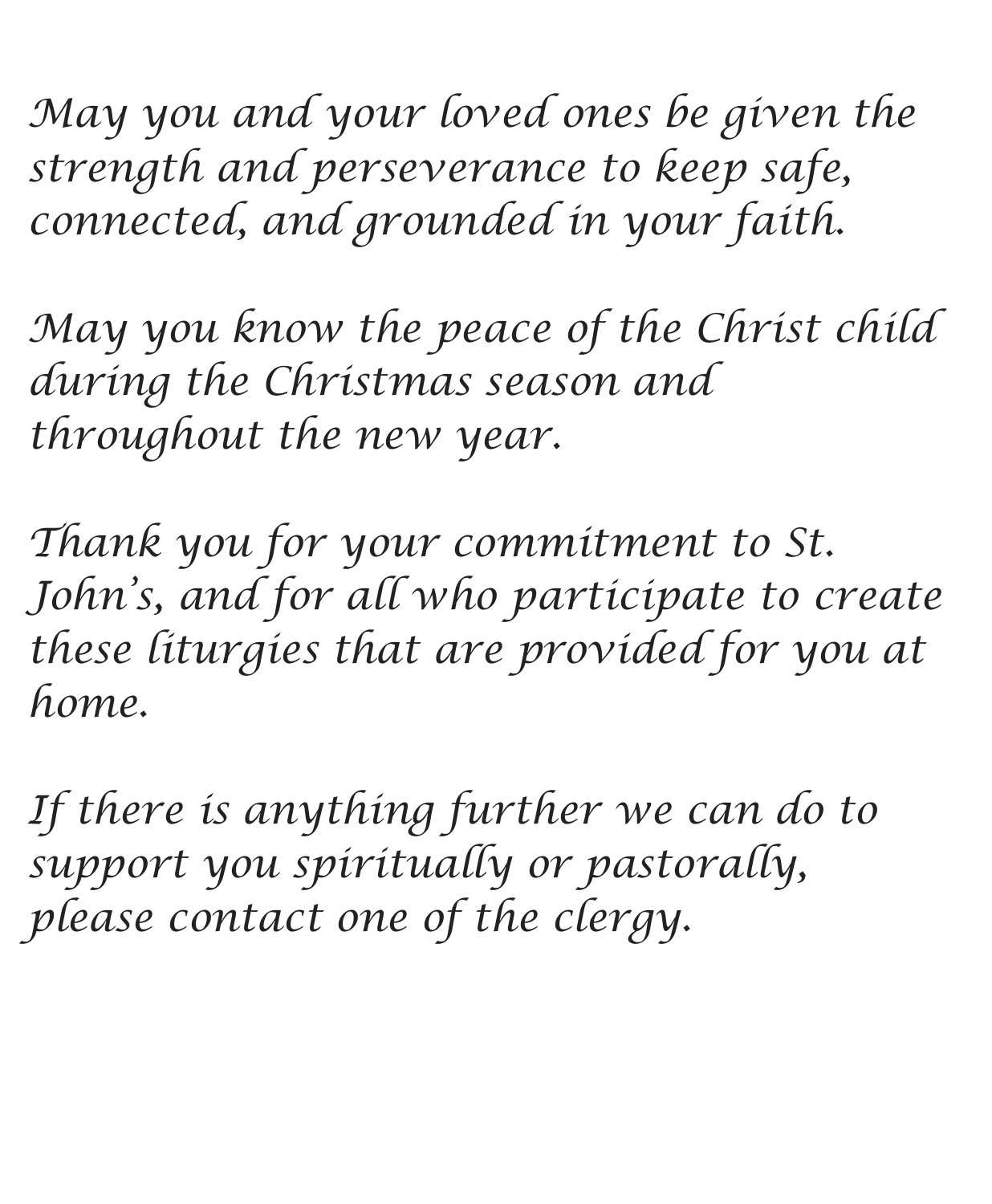*May you and your loved ones be given the strength and perseverance to keep safe, connected, and grounded in your faith.*

*May you know the peace of the Christ child during the Christmas season and throughout the new year.*

*Thank you for your commitment to St. John's, and for all who participate to create these liturgies that are provided for you at home.*

*If there is anything further we can do to support you spiritually or pastorally, please contact one of the clergy.*